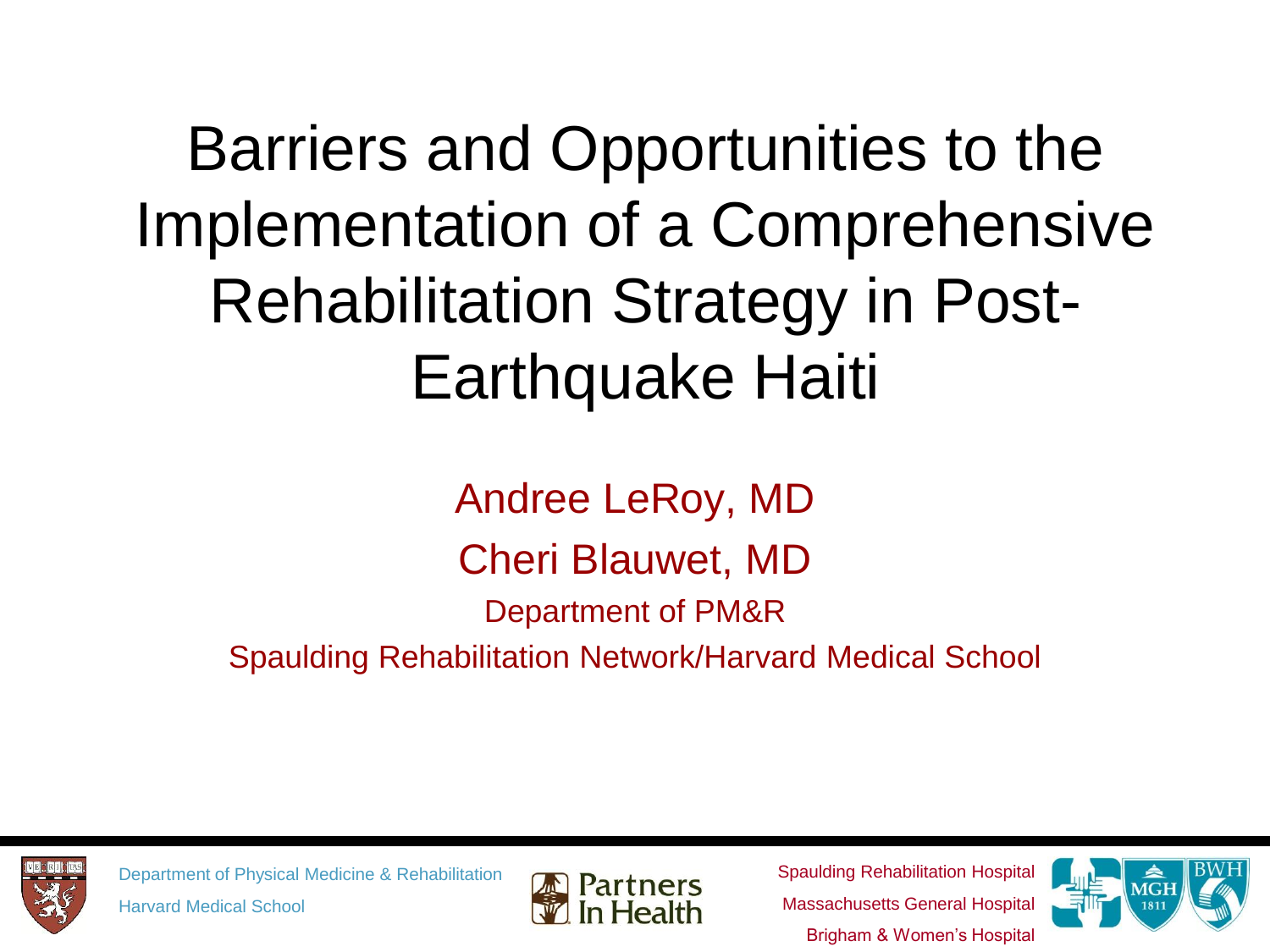# Barriers and Opportunities to the Implementation of a Comprehensive Rehabilitation Strategy in Post-Earthquake Haiti

Andree LeRoy, MD

Cheri Blauwet, MD

Department of PM&R

Spaulding Rehabilitation Network/Harvard Medical School

Department of Physical Medicine & Rehabilitation

Harvard Medical School

Partners In Health

Spaulding Rehabilitation Hospital

Massachusetts General Hospital

Brigham & Women's Hospital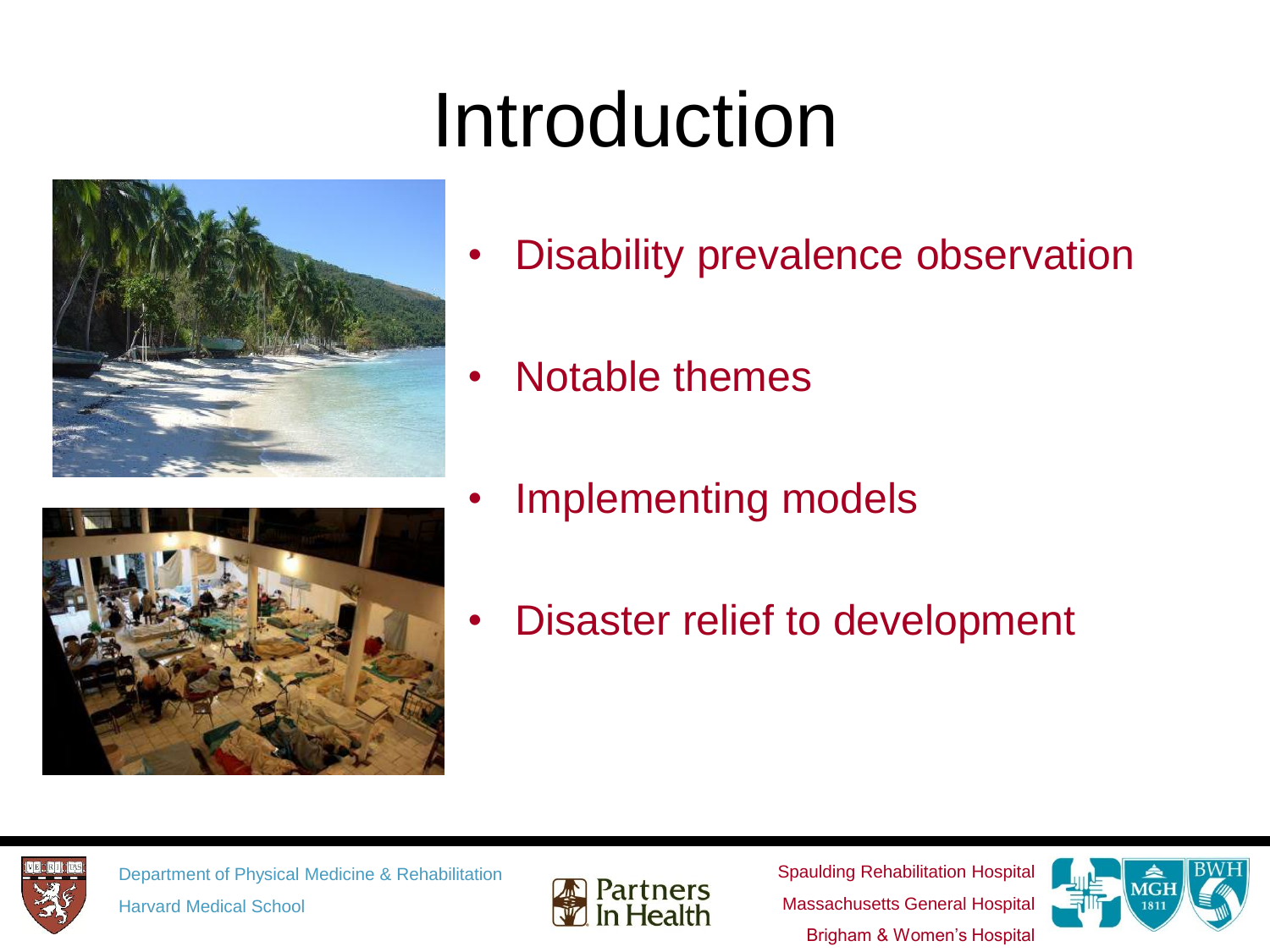# Introduction

- Disability prevalence observation
- Notable themes
- Implementing models
- Disaster relief to development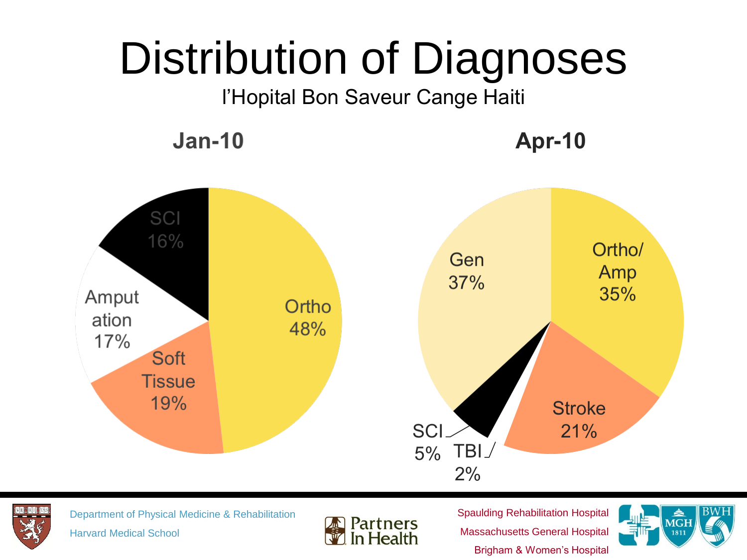# Distribution of Diagnoses

l'Hopital Bon Saveur Cange Haiti

**Jan-10**

| Diagnosis | Percentage |
| --- | --- |
| Ortho | 48% |
| Soft Tissue | 19% |
| Amputation | 17% |
| SCI | 16% |

**Apr-10**

| Diagnosis | Percentage |
| --- | --- |
| Gen | 37% |
| Ortho/ Amp | 35% |
| Stroke | 21% |
| SCI | 5% |
| TBI | 2% |

Department of Physical Medicine & Rehabilitation
Harvard Medical School

Partners In Health

Spaulding Rehabilitation Hospital
Massachusetts General Hospital
Brigham & Women's Hospital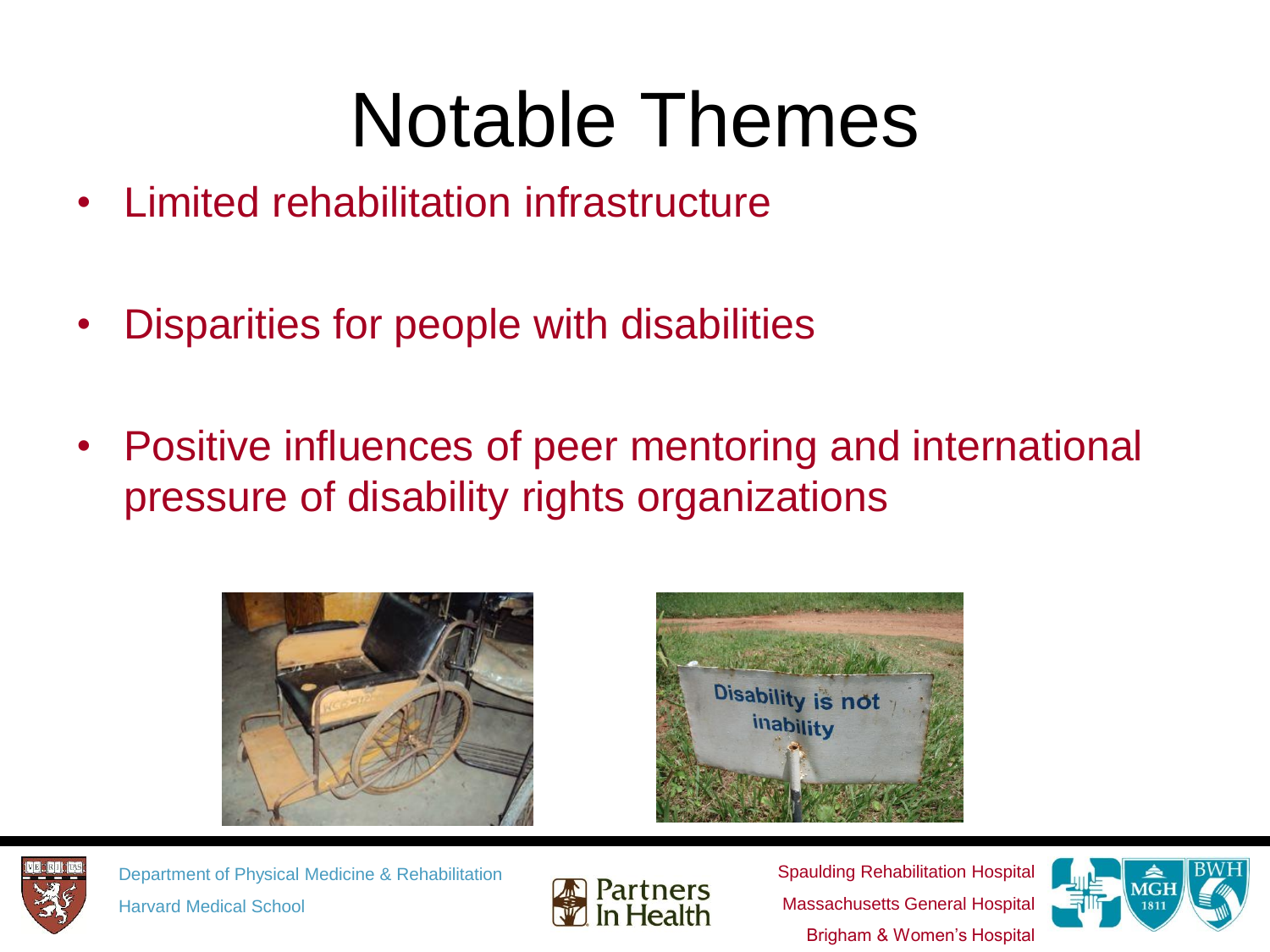# Notable Themes

- Limited rehabilitation infrastructure
- Disparities for people with disabilities
- Positive influences of peer mentoring and international pressure of disability rights organizations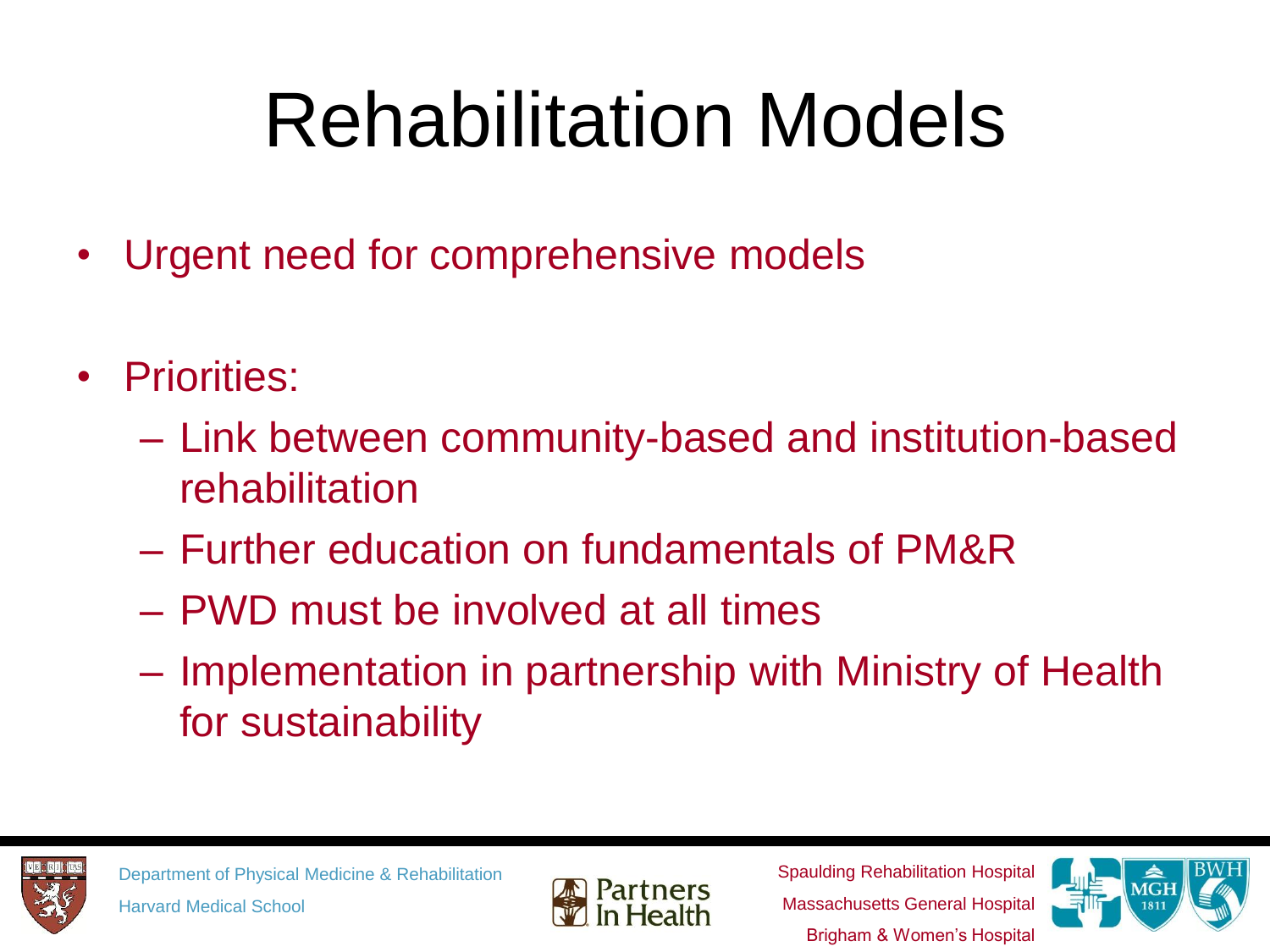# Rehabilitation Models

- Urgent need for comprehensive models
- Priorities:
  - Link between community-based and institution-based rehabilitation
  - Further education on fundamentals of PM&R
  - PWD must be involved at all times
  - Implementation in partnership with Ministry of Health for sustainability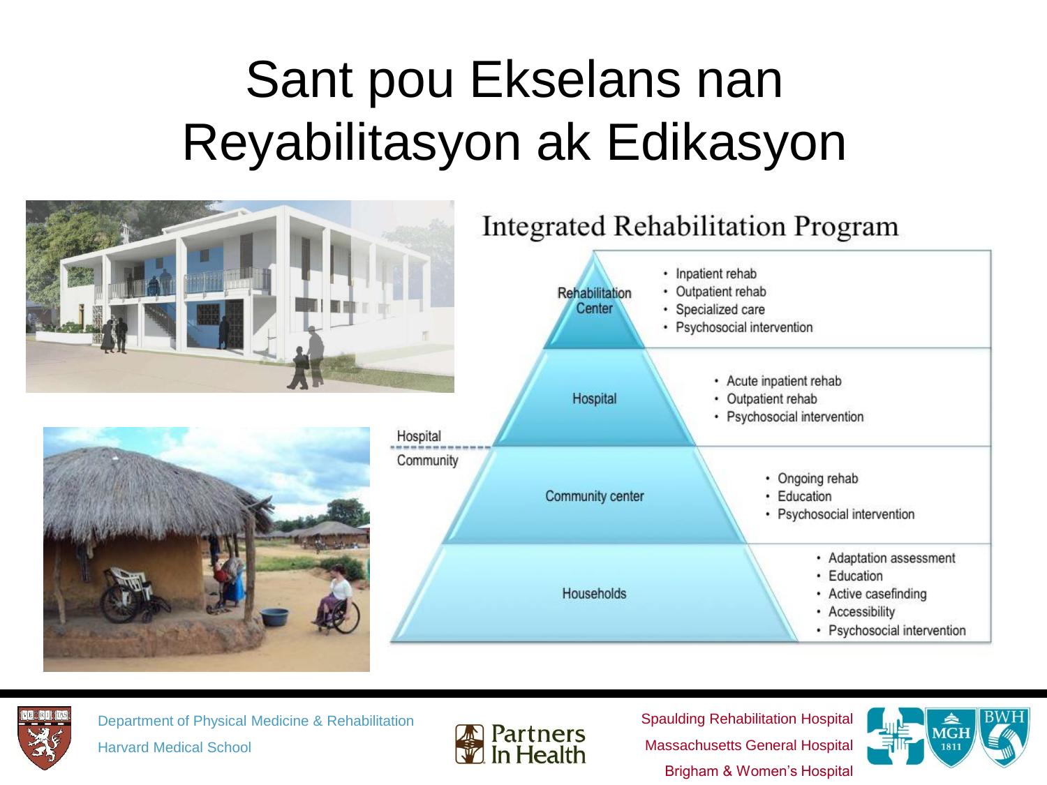# Sant pou Ekselans nan Reyabilitasyon ak Edikasyon

## Integrated Rehabilitation Program

| Level | Services |
| --- | --- |
| Rehabilitation Center | • Inpatient rehab<br>• Outpatient rehab<br>• Specialized care<br>• Psychosocial intervention |
| Hospital | • Acute inpatient rehab<br>• Outpatient rehab<br>• Psychosocial intervention |
| Community center | • Ongoing rehab<br>• Education<br>• Psychosocial intervention |
| Households | • Adaptation assessment<br>• Education<br>• Active casefinding<br>• Accessibility<br>• Psychosocial intervention |

Hospital / Community

Department of Physical Medicine & Rehabilitation
Harvard Medical School

Partners In Health

Spaulding Rehabilitation Hospital
Massachusetts General Hospital
Brigham & Women's Hospital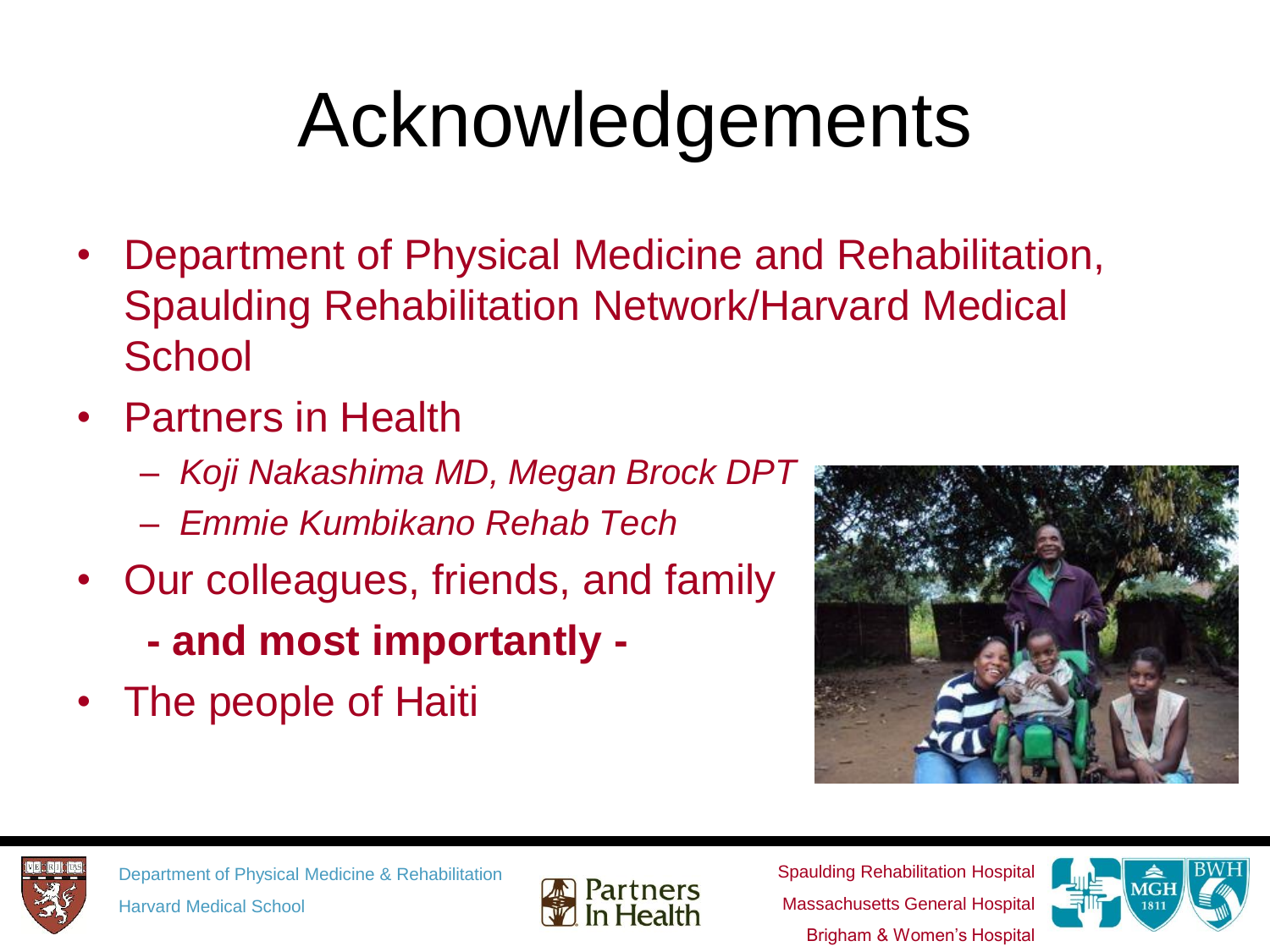# Acknowledgements

- Department of Physical Medicine and Rehabilitation, Spaulding Rehabilitation Network/Harvard Medical School
- Partners in Health
  - *Koji Nakashima MD, Megan Brock DPT*
  - *Emmie Kumbikano Rehab Tech*
- Our colleagues, friends, and family

  **- and most importantly -**
- The people of Haiti

Department of Physical Medicine & Rehabilitation
Harvard Medical School

Partners In Health

Spaulding Rehabilitation Hospital
Massachusetts General Hospital
Brigham & Women's Hospital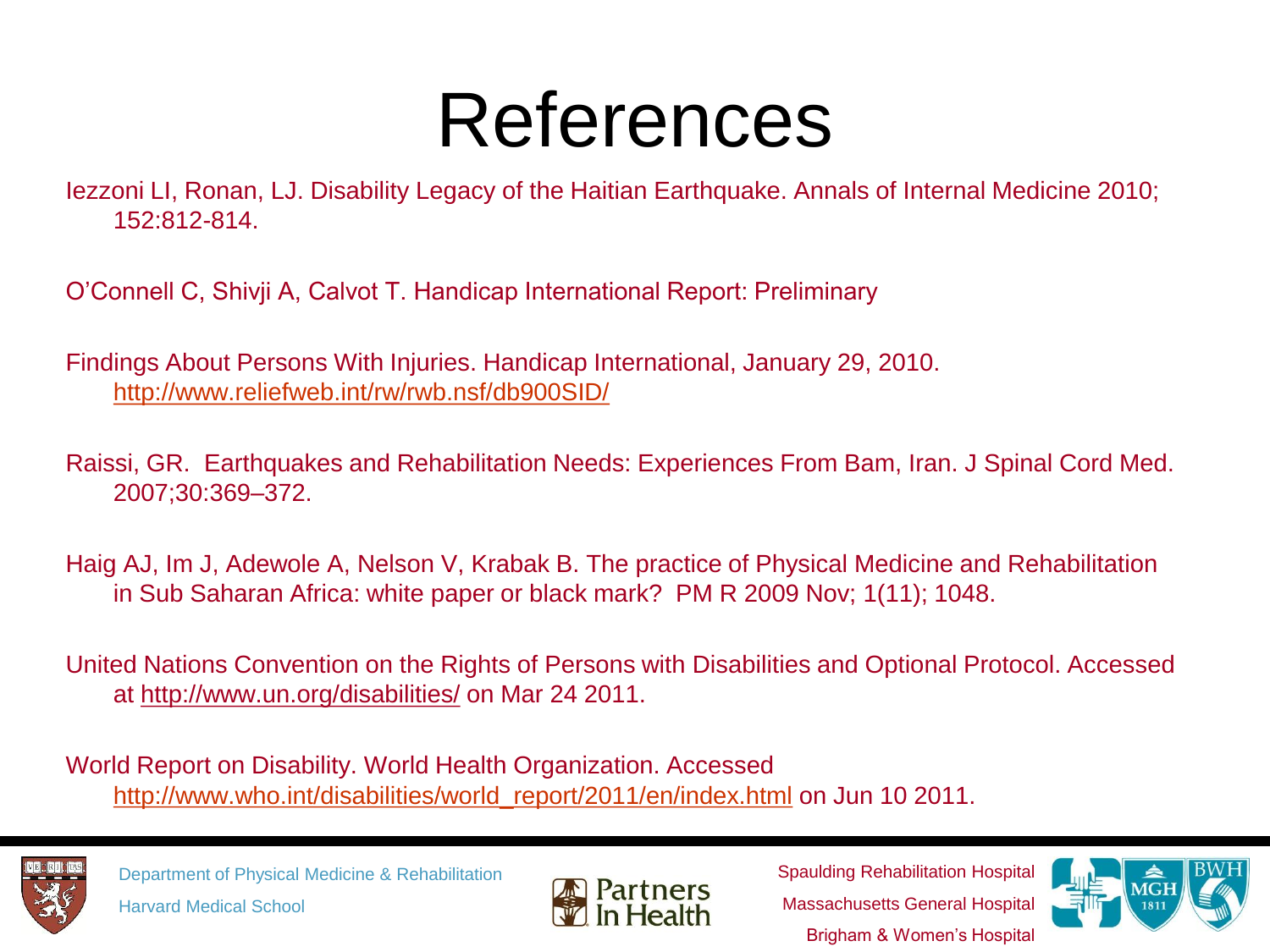# References

Iezzoni LI, Ronan, LJ. Disability Legacy of the Haitian Earthquake. Annals of Internal Medicine 2010; 152:812-814.

O'Connell C, Shivji A, Calvot T. Handicap International Report: Preliminary

Findings About Persons With Injuries. Handicap International, January 29, 2010. http://www.reliefweb.int/rw/rwb.nsf/db900SID/

Raissi, GR. Earthquakes and Rehabilitation Needs: Experiences From Bam, Iran. J Spinal Cord Med. 2007;30:369–372.

Haig AJ, Im J, Adewole A, Nelson V, Krabak B. The practice of Physical Medicine and Rehabilitation in Sub Saharan Africa: white paper or black mark? PM R 2009 Nov; 1(11); 1048.

United Nations Convention on the Rights of Persons with Disabilities and Optional Protocol. Accessed at http://www.un.org/disabilities/ on Mar 24 2011.

World Report on Disability. World Health Organization. Accessed http://www.who.int/disabilities/world_report/2011/en/index.html on Jun 10 2011.